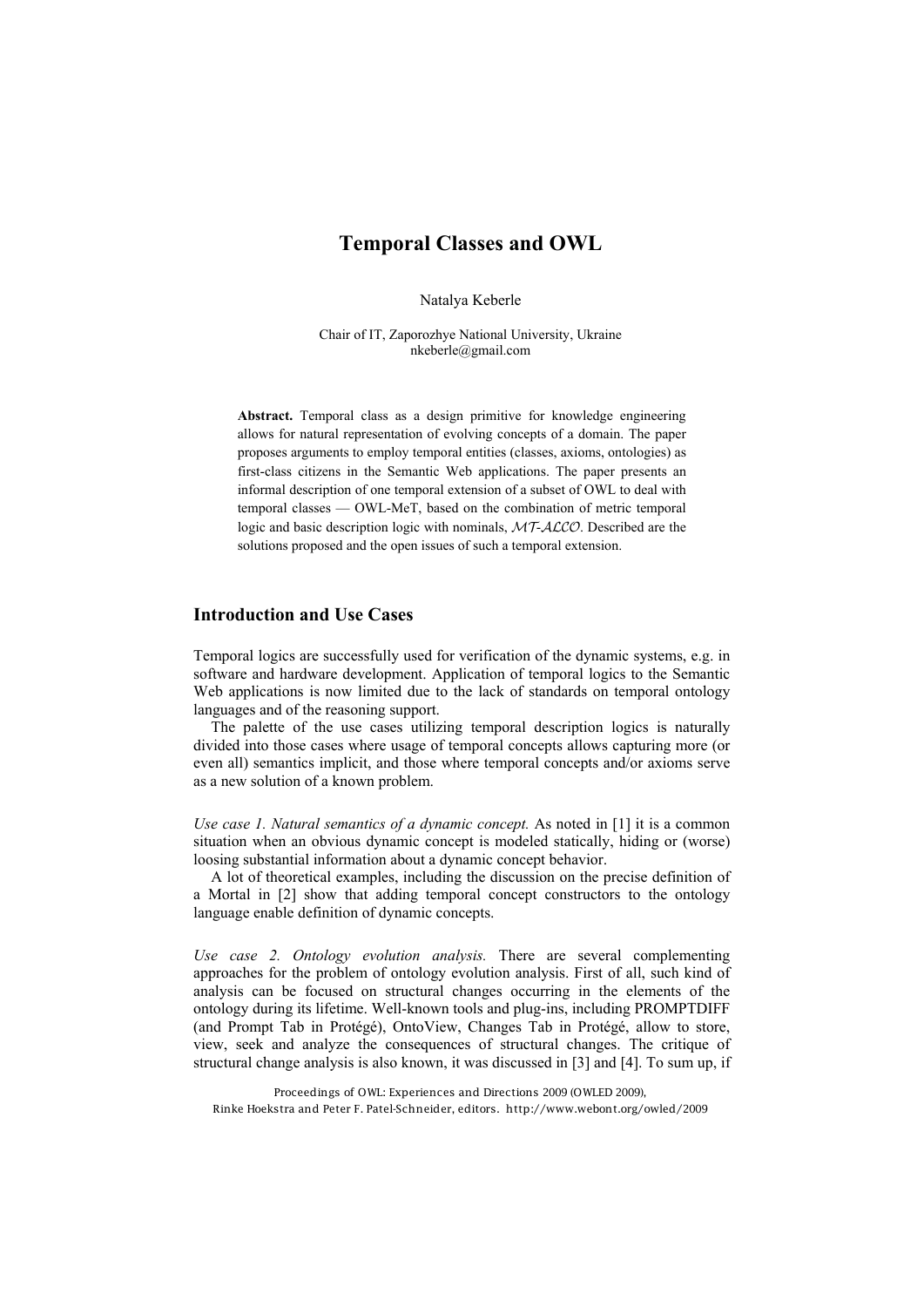# Temporal Classes and OWL

Natalya Keberle

Chair of IT, Zaporozhye National University, Ukraine
nkeberle@gmail.com

**Abstract.** Temporal class as a design primitive for knowledge engineering allows for natural representation of evolving concepts of a domain. The paper proposes arguments to employ temporal entities (classes, axioms, ontologies) as first-class citizens in the Semantic Web applications. The paper presents an informal description of one temporal extension of a subset of OWL to deal with temporal classes — OWL-MeT, based on the combination of metric temporal logic and basic description logic with nominals, $\mathcal{MT}$-$\mathcal{ALCO}$. Described are the solutions proposed and the open issues of such a temporal extension.

## Introduction and Use Cases

Temporal logics are successfully used for verification of the dynamic systems, e.g. in software and hardware development. Application of temporal logics to the Semantic Web applications is now limited due to the lack of standards on temporal ontology languages and of the reasoning support.

The palette of the use cases utilizing temporal description logics is naturally divided into those cases where usage of temporal concepts allows capturing more (or even all) semantics implicit, and those where temporal concepts and/or axioms serve as a new solution of a known problem.

*Use case 1. Natural semantics of a dynamic concept.* As noted in [1] it is a common situation when an obvious dynamic concept is modeled statically, hiding or (worse) loosing substantial information about a dynamic concept behavior.

A lot of theoretical examples, including the discussion on the precise definition of a Mortal in [2] show that adding temporal concept constructors to the ontology language enable definition of dynamic concepts.

*Use case 2. Ontology evolution analysis.* There are several complementing approaches for the problem of ontology evolution analysis. First of all, such kind of analysis can be focused on structural changes occurring in the elements of the ontology during its lifetime. Well-known tools and plug-ins, including PROMPTDIFF (and Prompt Tab in Protégé), OntoView, Changes Tab in Protégé, allow to store, view, seek and analyze the consequences of structural changes. The critique of structural change analysis is also known, it was discussed in [3] and [4]. To sum up, if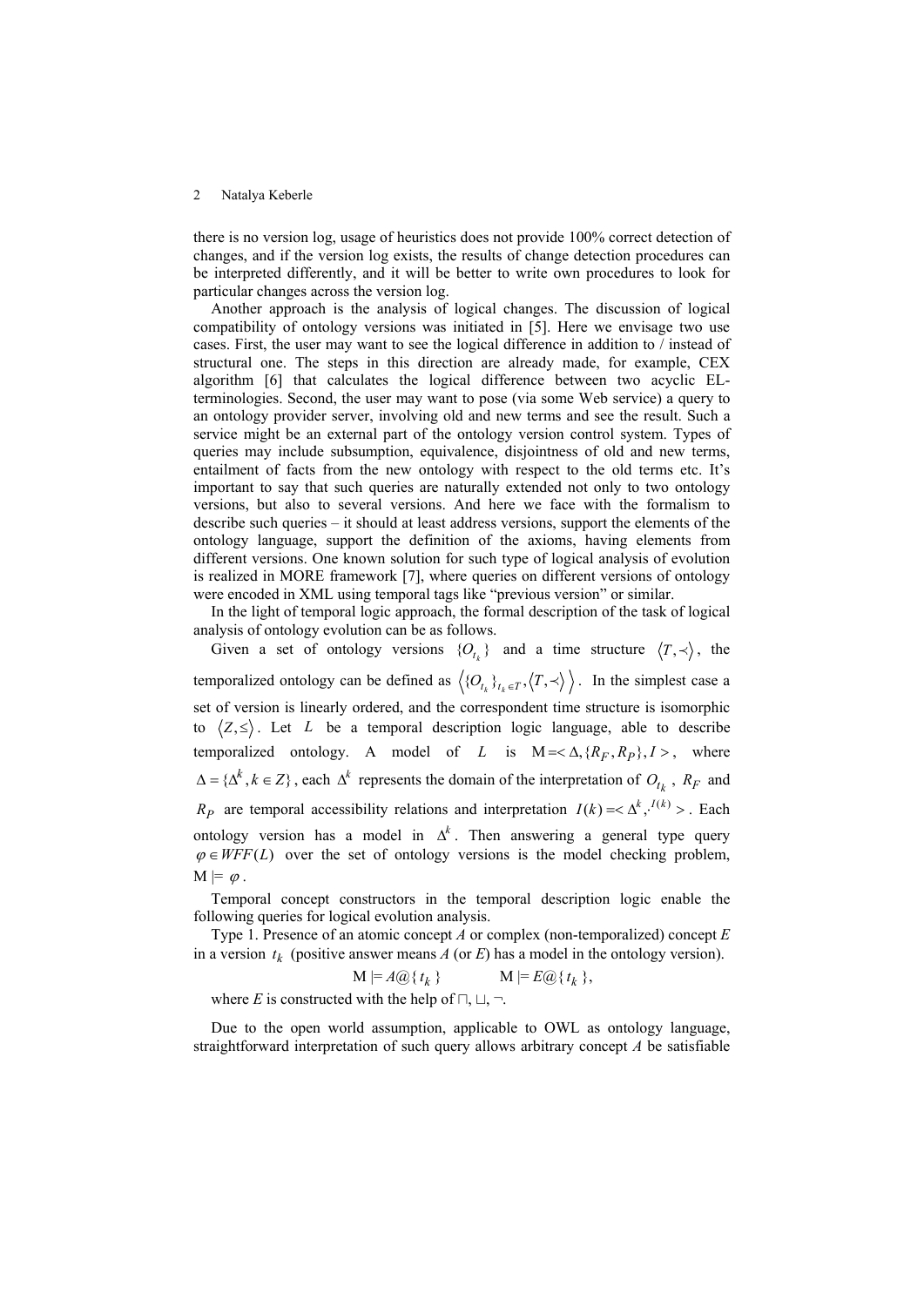there is no version log, usage of heuristics does not provide 100% correct detection of changes, and if the version log exists, the results of change detection procedures can be interpreted differently, and it will be better to write own procedures to look for particular changes across the version log.

Another approach is the analysis of logical changes. The discussion of logical compatibility of ontology versions was initiated in [5]. Here we envisage two use cases. First, the user may want to see the logical difference in addition to / instead of structural one. The steps in this direction are already made, for example, CEX algorithm [6] that calculates the logical difference between two acyclic EL-terminologies. Second, the user may want to pose (via some Web service) a query to an ontology provider server, involving old and new terms and see the result. Such a service might be an external part of the ontology version control system. Types of queries may include subsumption, equivalence, disjointness of old and new terms, entailment of facts from the new ontology with respect to the old terms etc. It's important to say that such queries are naturally extended not only to two ontology versions, but also to several versions. And here we face with the formalism to describe such queries – it should at least address versions, support the elements of the ontology language, support the definition of the axioms, having elements from different versions. One known solution for such type of logical analysis of evolution is realized in MORE framework [7], where queries on different versions of ontology were encoded in XML using temporal tags like "previous version" or similar.

In the light of temporal logic approach, the formal description of the task of logical analysis of ontology evolution can be as follows.

Given a set of ontology versions $\{O_{t_k}\}$ and a time structure $\langle T, \prec \rangle$, the temporalized ontology can be defined as $\langle \{O_{t_k}\}_{t_k \in T}, \langle T, \prec \rangle \rangle$. In the simplest case a set of version is linearly ordered, and the correspondent time structure is isomorphic to $\langle Z, \leq \rangle$. Let $L$ be a temporal description logic language, able to describe temporalized ontology. A model of $L$ is $\mathrm{M} = < \Delta, \{R_F, R_P\}, I >$, where $\Delta = \{\Delta^k, k \in Z\}$, each $\Delta^k$ represents the domain of the interpretation of $O_{t_k}$, $R_F$ and $R_P$ are temporal accessibility relations and interpretation $I(k) = < \Delta^k, \cdot^{I(k)} >$. Each ontology version has a model in $\Delta^k$. Then answering a general type query $\varphi \in WFF(L)$ over the set of ontology versions is the model checking problem, $\mathrm{M} \models \varphi$.

Temporal concept constructors in the temporal description logic enable the following queries for logical evolution analysis.

Type 1. Presence of an atomic concept *A* or complex (non-temporalized) concept *E* in a version $t_k$ (positive answer means *A* (or *E*) has a model in the ontology version).

$$\mathrm{M} \models A@\{\, t_k \,\} \qquad\qquad \mathrm{M} \models E@\{\, t_k \,\},$$

where *E* is constructed with the help of $\sqcap$, $\sqcup$, $\neg$.

Due to the open world assumption, applicable to OWL as ontology language, straightforward interpretation of such query allows arbitrary concept *A* be satisfiable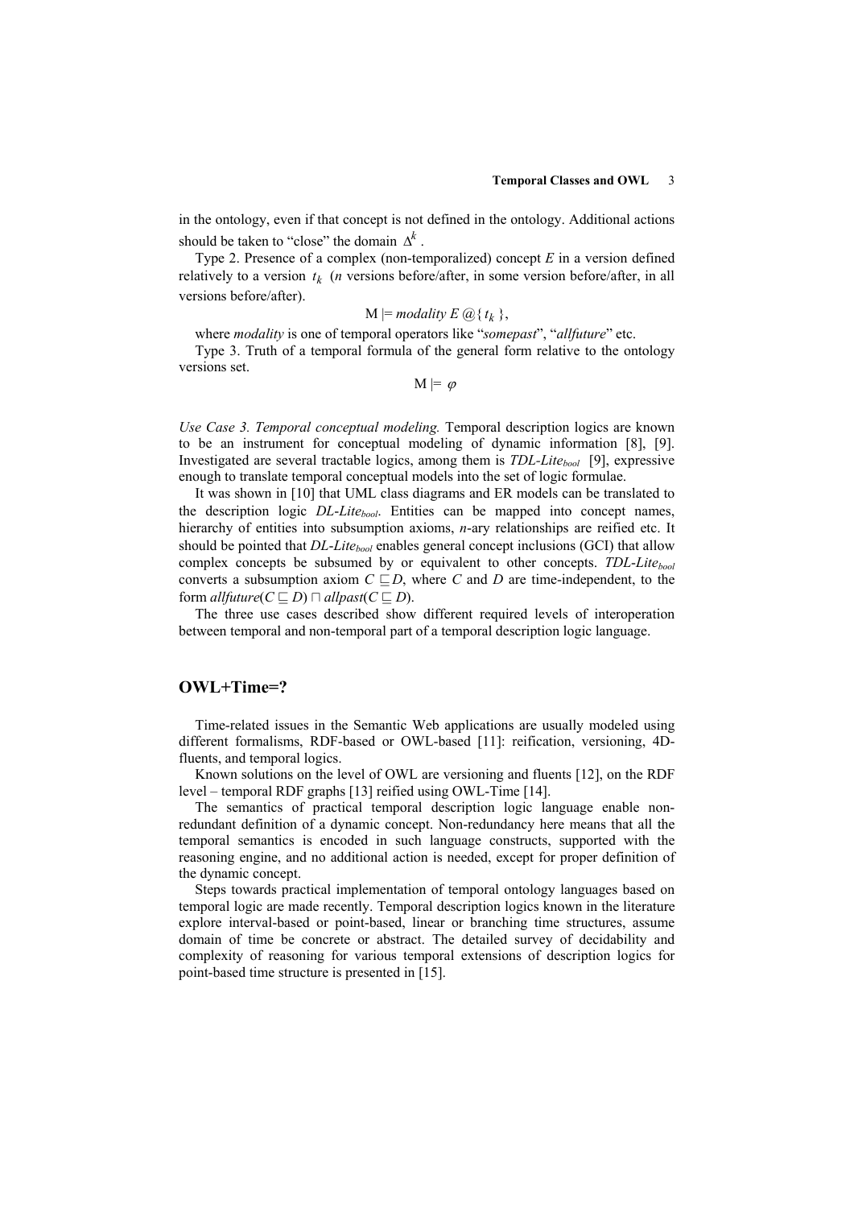in the ontology, even if that concept is not defined in the ontology. Additional actions should be taken to "close" the domain $\Delta^k$.

Type 2. Presence of a complex (non-temporalized) concept $E$ in a version defined relatively to a version $t_k$ (*n* versions before/after, in some version before/after, in all versions before/after).

$$M \models modality\ E\ @\{\ t_k\ \},$$

where *modality* is one of temporal operators like "*somepast*", "*allfuture*" etc.

Type 3. Truth of a temporal formula of the general form relative to the ontology versions set.

$$M \models \varphi$$

*Use Case 3. Temporal conceptual modeling.* Temporal description logics are known to be an instrument for conceptual modeling of dynamic information [8], [9]. Investigated are several tractable logics, among them is $TDL\text{-}Lite_{bool}$ [9], expressive enough to translate temporal conceptual models into the set of logic formulae.

It was shown in [10] that UML class diagrams and ER models can be translated to the description logic $DL\text{-}Lite_{bool}$. Entities can be mapped into concept names, hierarchy of entities into subsumption axioms, *n*-ary relationships are reified etc. It should be pointed that $DL\text{-}Lite_{bool}$ enables general concept inclusions (GCI) that allow complex concepts be subsumed by or equivalent to other concepts. $TDL\text{-}Lite_{bool}$ converts a subsumption axiom $C \sqsubseteq D$, where $C$ and $D$ are time-independent, to the form $allfuture(C \sqsubseteq D) \sqcap allpast(C \sqsubseteq D)$.

The three use cases described show different required levels of interoperation between temporal and non-temporal part of a temporal description logic language.

## OWL+Time=?

Time-related issues in the Semantic Web applications are usually modeled using different formalisms, RDF-based or OWL-based [11]: reification, versioning, 4D-fluents, and temporal logics.

Known solutions on the level of OWL are versioning and fluents [12], on the RDF level – temporal RDF graphs [13] reified using OWL-Time [14].

The semantics of practical temporal description logic language enable non-redundant definition of a dynamic concept. Non-redundancy here means that all the temporal semantics is encoded in such language constructs, supported with the reasoning engine, and no additional action is needed, except for proper definition of the dynamic concept.

Steps towards practical implementation of temporal ontology languages based on temporal logic are made recently. Temporal description logics known in the literature explore interval-based or point-based, linear or branching time structures, assume domain of time be concrete or abstract. The detailed survey of decidability and complexity of reasoning for various temporal extensions of description logics for point-based time structure is presented in [15].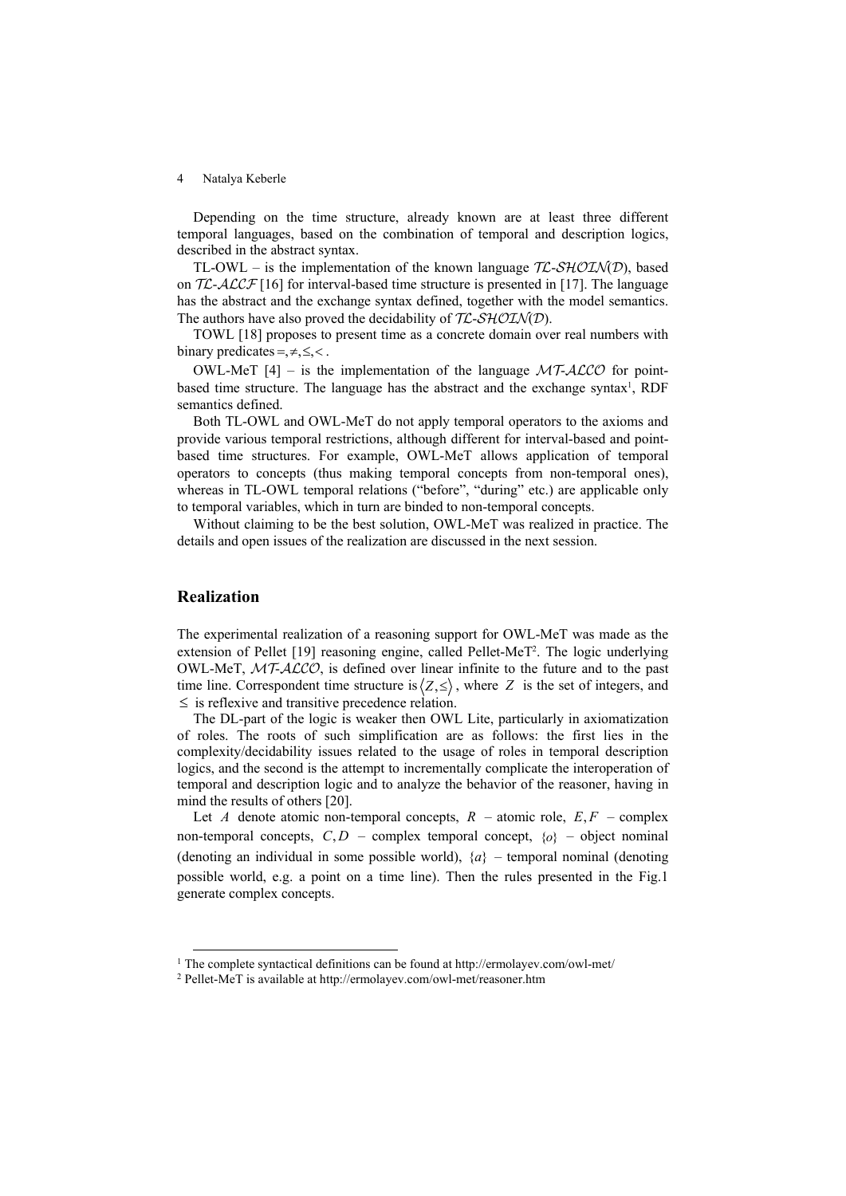Depending on the time structure, already known are at least three different temporal languages, based on the combination of temporal and description logics, described in the abstract syntax.

TL-OWL – is the implementation of the known language $\mathcal{TL}$-$\mathcal{SHOIN}(\mathcal{D})$, based on $\mathcal{TL}$-$\mathcal{ALCF}$ [16] for interval-based time structure is presented in [17]. The language has the abstract and the exchange syntax defined, together with the model semantics. The authors have also proved the decidability of $\mathcal{TL}$-$\mathcal{SHOIN}(\mathcal{D})$.

TOWL [18] proposes to present time as a concrete domain over real numbers with binary predicates $=, \neq, \leq, <$.

OWL-MeT [4] – is the implementation of the language $\mathcal{MT}$-$\mathcal{ALCO}$ for point-based time structure. The language has the abstract and the exchange syntax[1], RDF semantics defined.

Both TL-OWL and OWL-MeT do not apply temporal operators to the axioms and provide various temporal restrictions, although different for interval-based and point-based time structures. For example, OWL-MeT allows application of temporal operators to concepts (thus making temporal concepts from non-temporal ones), whereas in TL-OWL temporal relations ("before", "during" etc.) are applicable only to temporal variables, which in turn are binded to non-temporal concepts.

Without claiming to be the best solution, OWL-MeT was realized in practice. The details and open issues of the realization are discussed in the next session.

## Realization

The experimental realization of a reasoning support for OWL-MeT was made as the extension of Pellet [19] reasoning engine, called Pellet-MeT[2]. The logic underlying OWL-MeT, $\mathcal{MT}$-$\mathcal{ALCO}$, is defined over linear infinite to the future and to the past time line. Correspondent time structure is $\langle Z, \leq \rangle$, where $Z$ is the set of integers, and $\leq$ is reflexive and transitive precedence relation.

The DL-part of the logic is weaker then OWL Lite, particularly in axiomatization of roles. The roots of such simplification are as follows: the first lies in the complexity/decidability issues related to the usage of roles in temporal description logics, and the second is the attempt to incrementally complicate the interoperation of temporal and description logic and to analyze the behavior of the reasoner, having in mind the results of others [20].

Let $A$ denote atomic non-temporal concepts, $R$ – atomic role, $E, F$ – complex non-temporal concepts, $C, D$ – complex temporal concept, $\{o\}$ – object nominal (denoting an individual in some possible world), $\{a\}$ – temporal nominal (denoting possible world, e.g. a point on a time line). Then the rules presented in the Fig.1 generate complex concepts.

---

[1] The complete syntactical definitions can be found at http://ermolayev.com/owl-met/

[2] Pellet-MeT is available at http://ermolayev.com/owl-met/reasoner.htm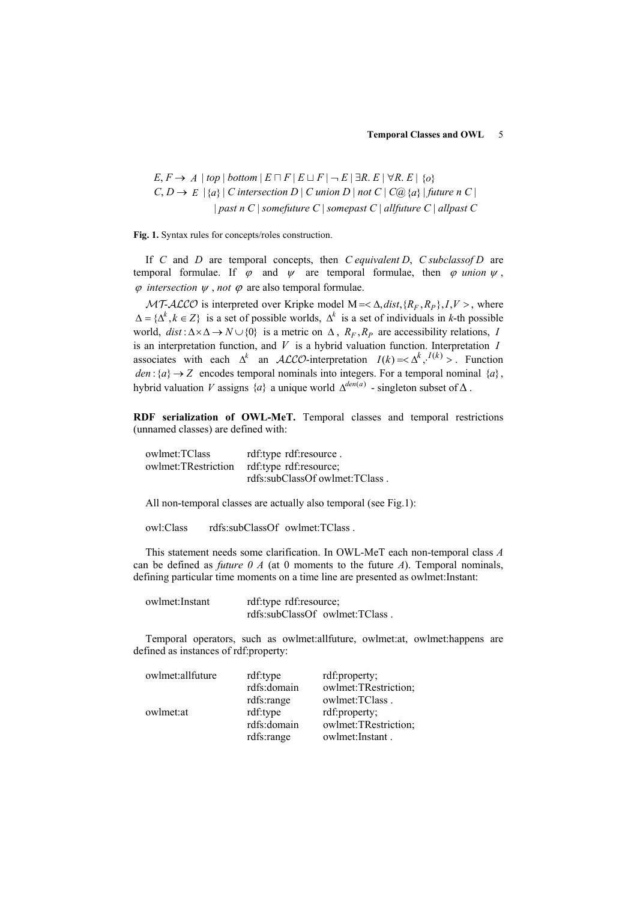$E, F \rightarrow A$ | *top* | *bottom* | $E \sqcap F$ | $E \sqcup F$ | $\neg E$ | $\exists R.\, E$ | $\forall R.\, E$ | $\{o\}$
$C, D \rightarrow E$ | $\{a\}$ | *C intersection D* | *C union D* | *not C* | $C@\{a\}$ | *future n C* |
| *past n C* | *somefuture C* | *somepast C* | *allfuture C* | *allpast C*

**Fig. 1.** Syntax rules for concepts/roles construction.

If $C$ and $D$ are temporal concepts, then *C equivalent D*, *C subclassof D* are temporal formulae. If $\varphi$ and $\psi$ are temporal formulae, then $\varphi$ *union* $\psi$, $\varphi$ *intersection* $\psi$, *not* $\varphi$ are also temporal formulae.

$\mathcal{MT}$-$\mathcal{ALCO}$ is interpreted over Kripke model $M = \langle \Delta, dist, \{R_F, R_P\}, I, V \rangle$, where $\Delta = \{\Delta^k, k \in Z\}$ is a set of possible worlds, $\Delta^k$ is a set of individuals in *k*-th possible world, $dist : \Delta \times \Delta \rightarrow N \cup \{0\}$ is a metric on $\Delta$, $R_F, R_P$ are accessibility relations, $I$ is an interpretation function, and $V$ is a hybrid valuation function. Interpretation $I$ associates with each $\Delta^k$ an $\mathcal{ALCO}$-interpretation $I(k) = \langle \Delta^k, \cdot^{I(k)} \rangle$. Function $den : \{a\} \rightarrow Z$ encodes temporal nominals into integers. For a temporal nominal $\{a\}$, hybrid valuation $V$ assigns $\{a\}$ a unique world $\Delta^{den(a)}$ - singleton subset of $\Delta$.

**RDF serialization of OWL-MeT.** Temporal classes and temporal restrictions (unnamed classes) are defined with:

```
owlmet:TClass         rdf:type rdf:resource .
owlmet:TRestriction   rdf:type rdf:resource;
                      rdfs:subClassOf owlmet:TClass .
```

All non-temporal classes are actually also temporal (see Fig.1):

```
owl:Class      rdfs:subClassOf  owlmet:TClass .
```

This statement needs some clarification. In OWL-MeT each non-temporal class *A* can be defined as *future 0 A* (at 0 moments to the future *A*). Temporal nominals, defining particular time moments on a time line are presented as owlmet:Instant:

```
owlmet:Instant        rdf:type rdf:resource;
                      rdfs:subClassOf  owlmet:TClass .
```

Temporal operators, such as owlmet:allfuture, owlmet:at, owlmet:happens are defined as instances of rdf:property:

```
owlmet:allfuture      rdf:type       rdf:property;
                      rdfs:domain    owlmet:TRestriction;
                      rdfs:range     owlmet:TClass .
owlmet:at             rdf:type       rdf:property;
                      rdfs:domain    owlmet:TRestriction;
                      rdfs:range     owlmet:Instant .
```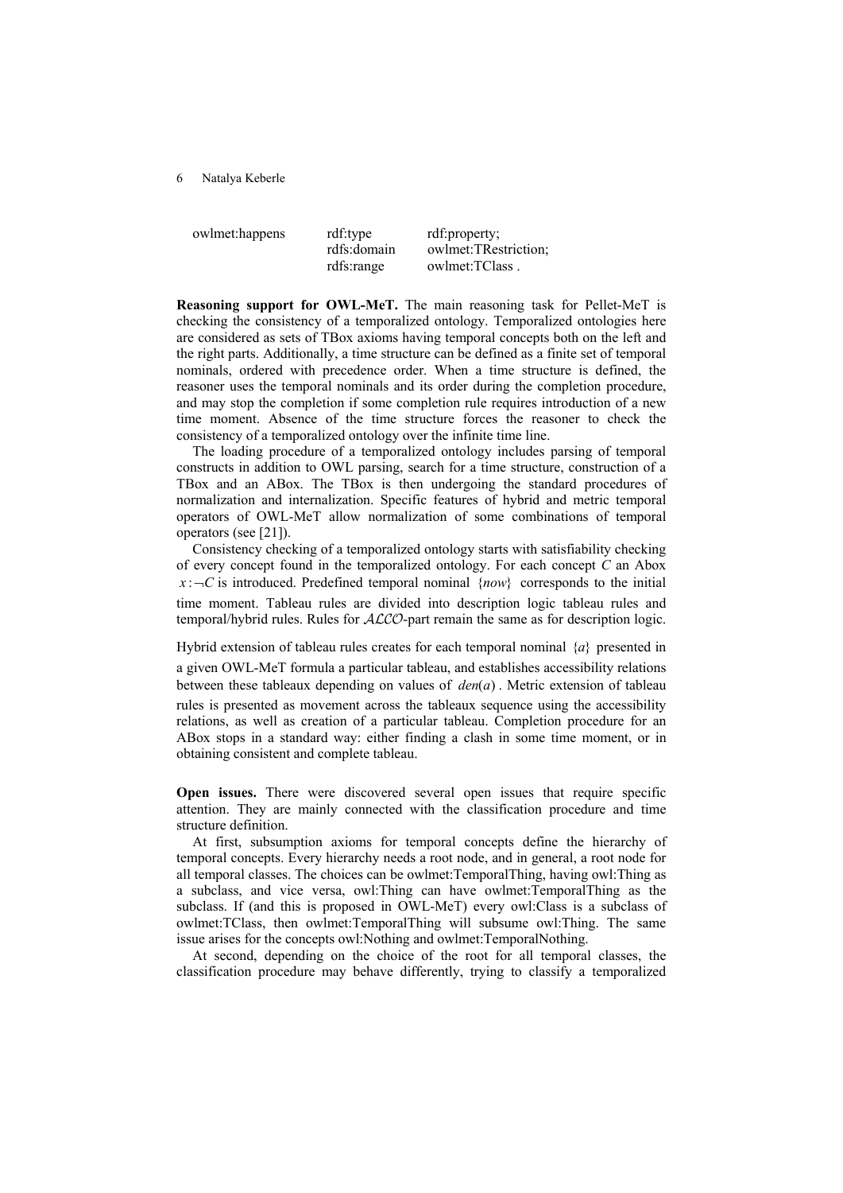```
owlmet:happens    rdf:type       rdf:property;
                  rdfs:domain    owlmet:TRestriction;
                  rdfs:range     owlmet:TClass .
```

**Reasoning support for OWL-MeT.** The main reasoning task for Pellet-MeT is checking the consistency of a temporalized ontology. Temporalized ontologies here are considered as sets of TBox axioms having temporal concepts both on the left and the right parts. Additionally, a time structure can be defined as a finite set of temporal nominals, ordered with precedence order. When a time structure is defined, the reasoner uses the temporal nominals and its order during the completion procedure, and may stop the completion if some completion rule requires introduction of a new time moment. Absence of the time structure forces the reasoner to check the consistency of a temporalized ontology over the infinite time line.

The loading procedure of a temporalized ontology includes parsing of temporal constructs in addition to OWL parsing, search for a time structure, construction of a TBox and an ABox. The TBox is then undergoing the standard procedures of normalization and internalization. Specific features of hybrid and metric temporal operators of OWL-MeT allow normalization of some combinations of temporal operators (see [21]).

Consistency checking of a temporalized ontology starts with satisfiability checking of every concept found in the temporalized ontology. For each concept $C$ an Abox $x : \neg C$ is introduced. Predefined temporal nominal $\{now\}$ corresponds to the initial time moment. Tableau rules are divided into description logic tableau rules and temporal/hybrid rules. Rules for $\mathcal{ALCO}$-part remain the same as for description logic.

Hybrid extension of tableau rules creates for each temporal nominal $\{a\}$ presented in a given OWL-MeT formula a particular tableau, and establishes accessibility relations between these tableaux depending on values of $den(a)$. Metric extension of tableau rules is presented as movement across the tableaux sequence using the accessibility relations, as well as creation of a particular tableau. Completion procedure for an ABox stops in a standard way: either finding a clash in some time moment, or in obtaining consistent and complete tableau.

**Open issues.** There were discovered several open issues that require specific attention. They are mainly connected with the classification procedure and time structure definition.

At first, subsumption axioms for temporal concepts define the hierarchy of temporal concepts. Every hierarchy needs a root node, and in general, a root node for all temporal classes. The choices can be owlmet:TemporalThing, having owl:Thing as a subclass, and vice versa, owl:Thing can have owlmet:TemporalThing as the subclass. If (and this is proposed in OWL-MeT) every owl:Class is a subclass of owlmet:TClass, then owlmet:TemporalThing will subsume owl:Thing. The same issue arises for the concepts owl:Nothing and owlmet:TemporalNothing.

At second, depending on the choice of the root for all temporal classes, the classification procedure may behave differently, trying to classify a temporalized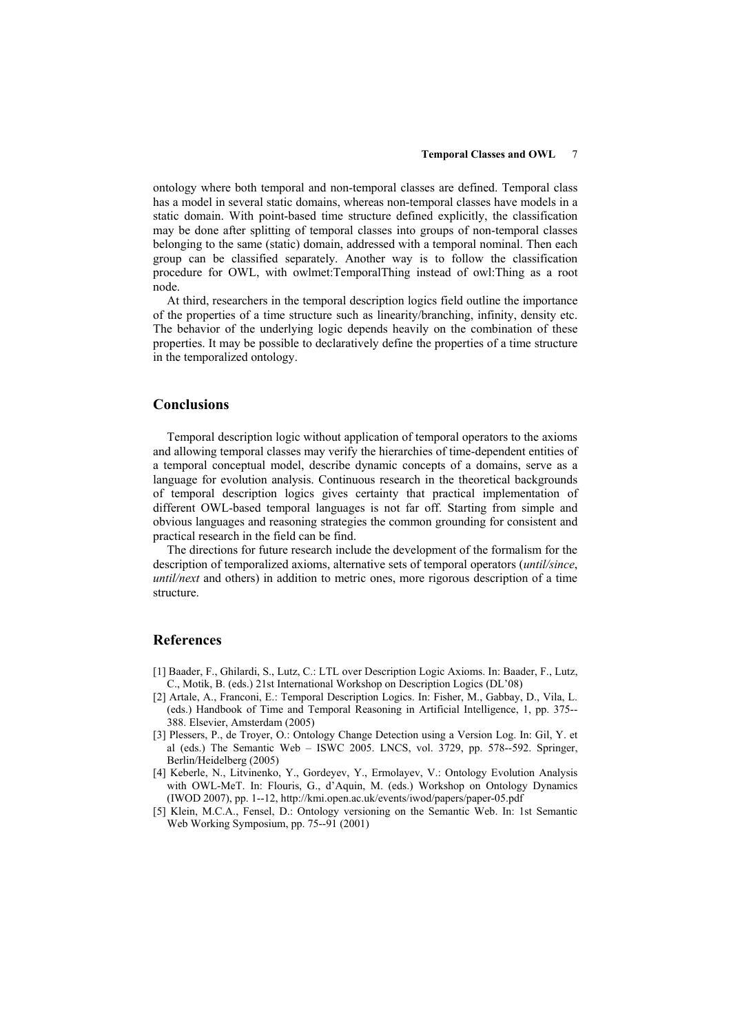ontology where both temporal and non-temporal classes are defined. Temporal class has a model in several static domains, whereas non-temporal classes have models in a static domain. With point-based time structure defined explicitly, the classification may be done after splitting of temporal classes into groups of non-temporal classes belonging to the same (static) domain, addressed with a temporal nominal. Then each group can be classified separately. Another way is to follow the classification procedure for OWL, with owlmet:TemporalThing instead of owl:Thing as a root node.

At third, researchers in the temporal description logics field outline the importance of the properties of a time structure such as linearity/branching, infinity, density etc. The behavior of the underlying logic depends heavily on the combination of these properties. It may be possible to declaratively define the properties of a time structure in the temporalized ontology.

## Conclusions

Temporal description logic without application of temporal operators to the axioms and allowing temporal classes may verify the hierarchies of time-dependent entities of a temporal conceptual model, describe dynamic concepts of a domains, serve as a language for evolution analysis. Continuous research in the theoretical backgrounds of temporal description logics gives certainty that practical implementation of different OWL-based temporal languages is not far off. Starting from simple and obvious languages and reasoning strategies the common grounding for consistent and practical research in the field can be find.

The directions for future research include the development of the formalism for the description of temporalized axioms, alternative sets of temporal operators (*until/since*, *until/next* and others) in addition to metric ones, more rigorous description of a time structure.

## References

[1] Baader, F., Ghilardi, S., Lutz, C.: LTL over Description Logic Axioms. In: Baader, F., Lutz, C., Motik, B. (eds.) 21st International Workshop on Description Logics (DL'08)

[2] Artale, A., Franconi, E.: Temporal Description Logics. In: Fisher, M., Gabbay, D., Vila, L. (eds.) Handbook of Time and Temporal Reasoning in Artificial Intelligence, 1, pp. 375--388. Elsevier, Amsterdam (2005)

[3] Plessers, P., de Troyer, O.: Ontology Change Detection using a Version Log. In: Gil, Y. et al (eds.) The Semantic Web – ISWC 2005. LNCS, vol. 3729, pp. 578--592. Springer, Berlin/Heidelberg (2005)

[4] Keberle, N., Litvinenko, Y., Gordeyev, Y., Ermolayev, V.: Ontology Evolution Analysis with OWL-MeT. In: Flouris, G., d'Aquin, M. (eds.) Workshop on Ontology Dynamics (IWOD 2007), pp. 1--12, http://kmi.open.ac.uk/events/iwod/papers/paper-05.pdf

[5] Klein, M.C.A., Fensel, D.: Ontology versioning on the Semantic Web. In: 1st Semantic Web Working Symposium, pp. 75--91 (2001)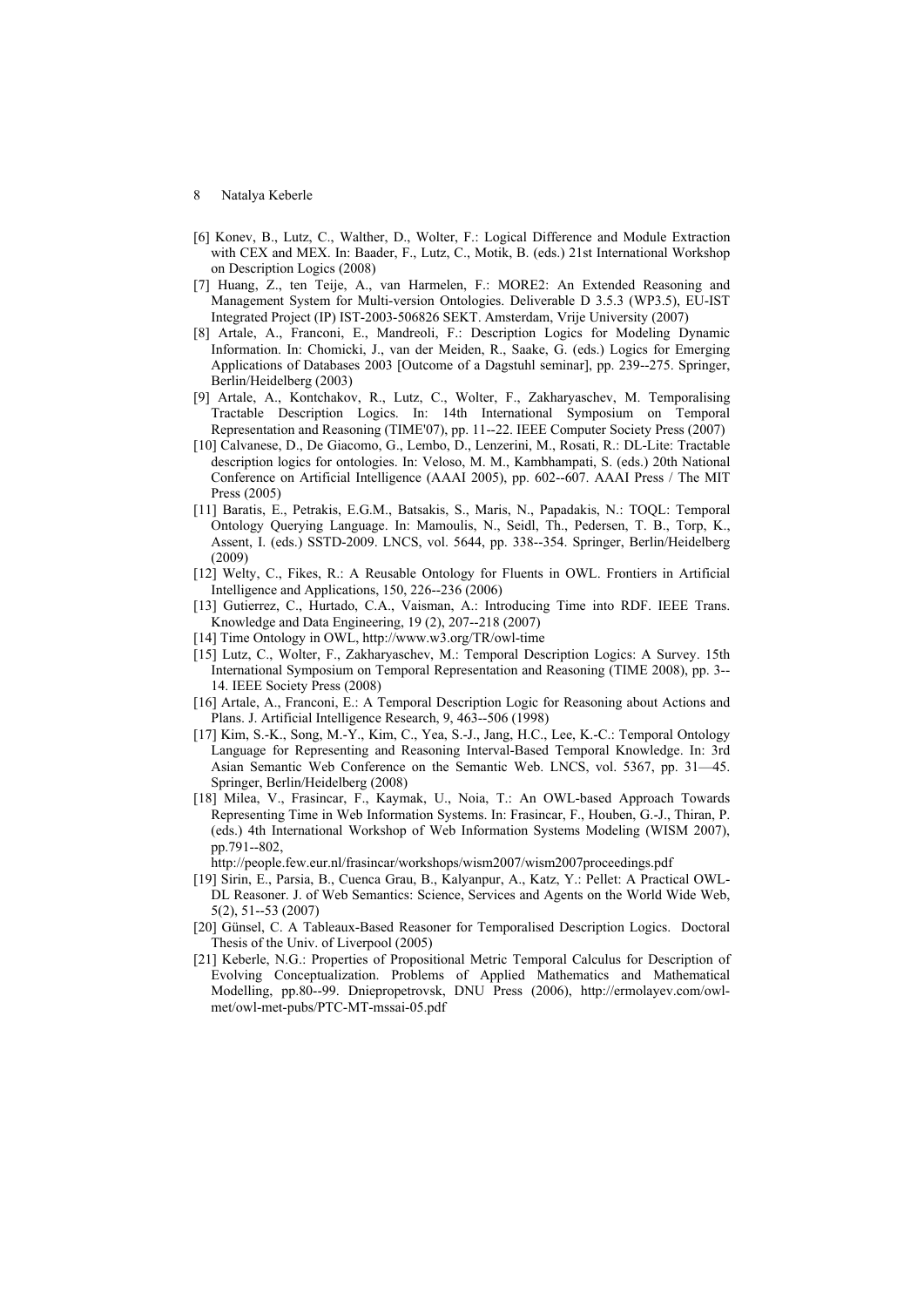[6] Konev, B., Lutz, C., Walther, D., Wolter, F.: Logical Difference and Module Extraction with CEX and MEX. In: Baader, F., Lutz, C., Motik, B. (eds.) 21st International Workshop on Description Logics (2008)

[7] Huang, Z., ten Teije, A., van Harmelen, F.: MORE2: An Extended Reasoning and Management System for Multi-version Ontologies. Deliverable D 3.5.3 (WP3.5), EU-IST Integrated Project (IP) IST-2003-506826 SEKT. Amsterdam, Vrije University (2007)

[8] Artale, A., Franconi, E., Mandreoli, F.: Description Logics for Modeling Dynamic Information. In: Chomicki, J., van der Meiden, R., Saake, G. (eds.) Logics for Emerging Applications of Databases 2003 [Outcome of a Dagstuhl seminar], pp. 239--275. Springer, Berlin/Heidelberg (2003)

[9] Artale, A., Kontchakov, R., Lutz, C., Wolter, F., Zakharyaschev, M. Temporalising Tractable Description Logics. In: 14th International Symposium on Temporal Representation and Reasoning (TIME'07), pp. 11--22. IEEE Computer Society Press (2007)

[10] Calvanese, D., De Giacomo, G., Lembo, D., Lenzerini, M., Rosati, R.: DL-Lite: Tractable description logics for ontologies. In: Veloso, M. M., Kambhampati, S. (eds.) 20th National Conference on Artificial Intelligence (AAAI 2005), pp. 602--607. AAAI Press / The MIT Press (2005)

[11] Baratis, E., Petrakis, E.G.M., Batsakis, S., Maris, N., Papadakis, N.: TOQL: Temporal Ontology Querying Language. In: Mamoulis, N., Seidl, Th., Pedersen, T. B., Torp, K., Assent, I. (eds.) SSTD-2009. LNCS, vol. 5644, pp. 338--354. Springer, Berlin/Heidelberg (2009)

[12] Welty, C., Fikes, R.: A Reusable Ontology for Fluents in OWL. Frontiers in Artificial Intelligence and Applications, 150, 226--236 (2006)

[13] Gutierrez, C., Hurtado, C.A., Vaisman, A.: Introducing Time into RDF. IEEE Trans. Knowledge and Data Engineering, 19 (2), 207--218 (2007)

[14] Time Ontology in OWL, http://www.w3.org/TR/owl-time

[15] Lutz, C., Wolter, F., Zakharyaschev, M.: Temporal Description Logics: A Survey. 15th International Symposium on Temporal Representation and Reasoning (TIME 2008), pp. 3--14. IEEE Society Press (2008)

[16] Artale, A., Franconi, E.: A Temporal Description Logic for Reasoning about Actions and Plans. J. Artificial Intelligence Research, 9, 463--506 (1998)

[17] Kim, S.-K., Song, M.-Y., Kim, C., Yea, S.-J., Jang, H.C., Lee, K.-C.: Temporal Ontology Language for Representing and Reasoning Interval-Based Temporal Knowledge. In: 3rd Asian Semantic Web Conference on the Semantic Web. LNCS, vol. 5367, pp. 31—45. Springer, Berlin/Heidelberg (2008)

[18] Milea, V., Frasincar, F., Kaymak, U., Noia, T.: An OWL-based Approach Towards Representing Time in Web Information Systems. In: Frasincar, F., Houben, G.-J., Thiran, P. (eds.) 4th International Workshop of Web Information Systems Modeling (WISM 2007), pp.791--802, http://people.few.eur.nl/frasincar/workshops/wism2007/wism2007proceedings.pdf

[19] Sirin, E., Parsia, B., Cuenca Grau, B., Kalyanpur, A., Katz, Y.: Pellet: A Practical OWL-DL Reasoner. J. of Web Semantics: Science, Services and Agents on the World Wide Web, 5(2), 51--53 (2007)

[20] Günsel, C. A Tableaux-Based Reasoner for Temporalised Description Logics. Doctoral Thesis of the Univ. of Liverpool (2005)

[21] Keberle, N.G.: Properties of Propositional Metric Temporal Calculus for Description of Evolving Conceptualization. Problems of Applied Mathematics and Mathematical Modelling, pp.80--99. Dniepropetrovsk, DNU Press (2006), http://ermolayev.com/owl-met/owl-met-pubs/PTC-MT-mssai-05.pdf